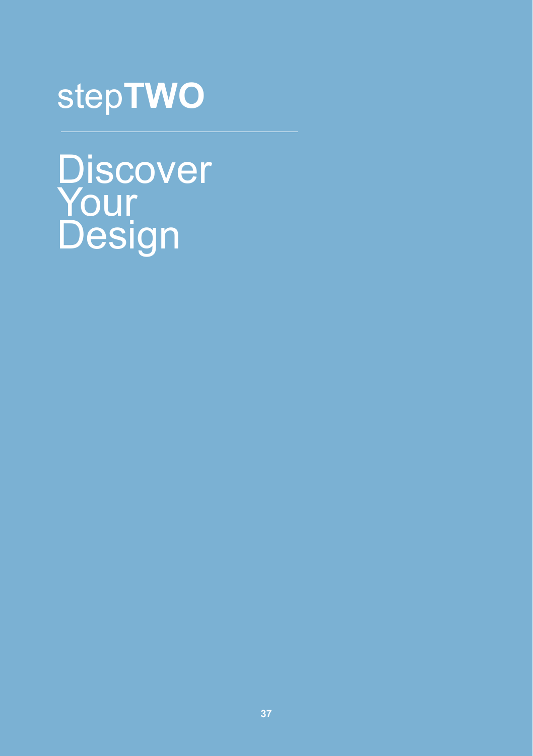# step**TWO**

---

# Discover Your Design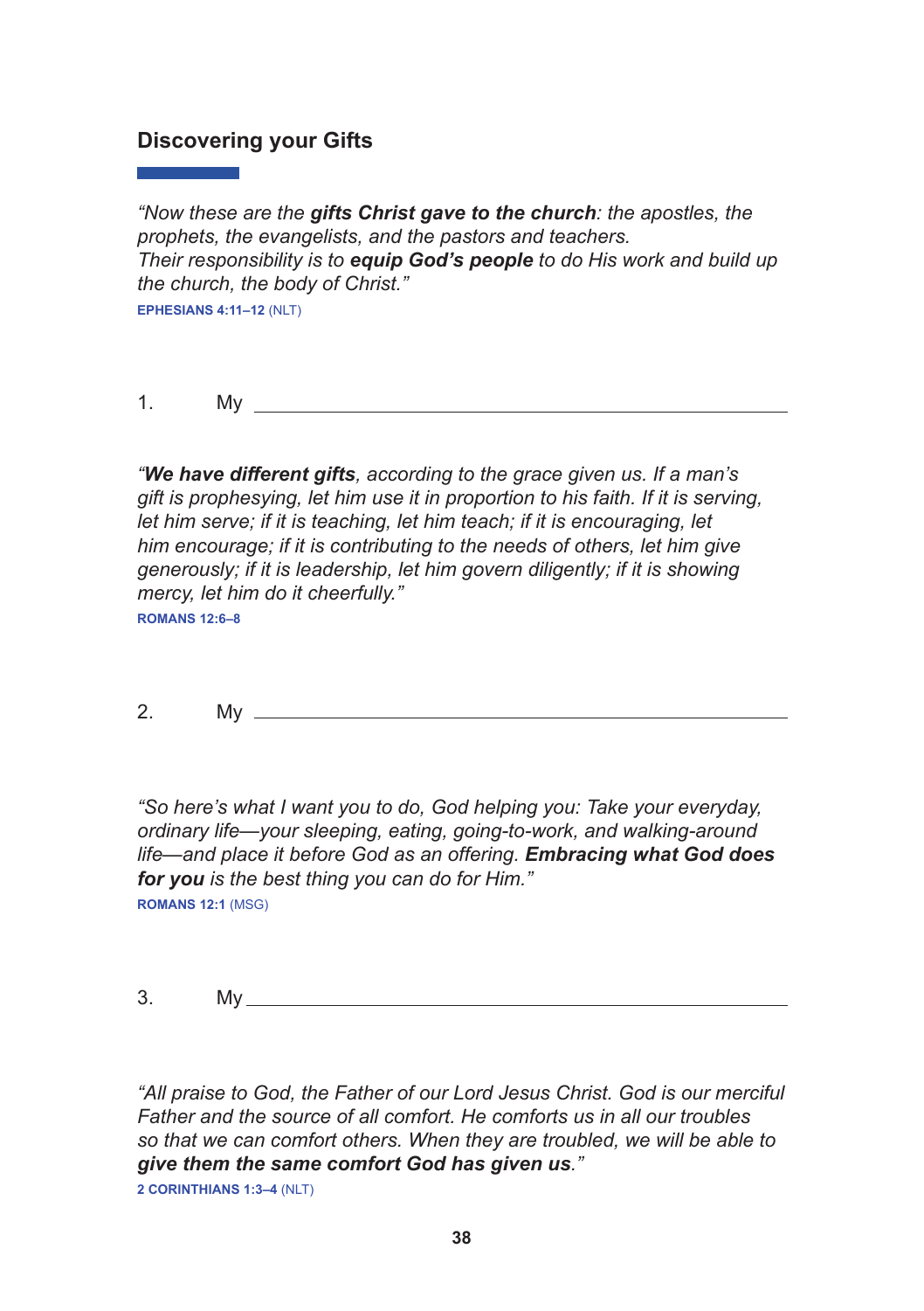## Discovering your Gifts

*"Now these are the **gifts Christ gave to the church**: the apostles, the prophets, the evangelists, and the pastors and teachers.*
*Their responsibility is to **equip God's people** to do His work and build up the church, the body of Christ."*
**EPHESIANS 4:11–12** (NLT)

1. My \_\_\_\_\_\_\_\_\_\_\_\_\_\_\_\_\_\_\_\_\_\_\_\_\_\_\_\_\_\_\_\_\_\_\_\_\_\_\_\_

*"**We have different gifts**, according to the grace given us. If a man's gift is prophesying, let him use it in proportion to his faith. If it is serving, let him serve; if it is teaching, let him teach; if it is encouraging, let him encourage; if it is contributing to the needs of others, let him give generously; if it is leadership, let him govern diligently; if it is showing mercy, let him do it cheerfully."*
**ROMANS 12:6–8**

2. My \_\_\_\_\_\_\_\_\_\_\_\_\_\_\_\_\_\_\_\_\_\_\_\_\_\_\_\_\_\_\_\_\_\_\_\_\_\_\_\_

*"So here's what I want you to do, God helping you: Take your everyday, ordinary life—your sleeping, eating, going-to-work, and walking-around life—and place it before God as an offering. **Embracing what God does for you** is the best thing you can do for Him."*
**ROMANS 12:1** (MSG)

3. My \_\_\_\_\_\_\_\_\_\_\_\_\_\_\_\_\_\_\_\_\_\_\_\_\_\_\_\_\_\_\_\_\_\_\_\_\_\_\_\_

*"All praise to God, the Father of our Lord Jesus Christ. God is our merciful Father and the source of all comfort. He comforts us in all our troubles so that we can comfort others. When they are troubled, we will be able to **give them the same comfort God has given us**."*
**2 CORINTHIANS 1:3–4** (NLT)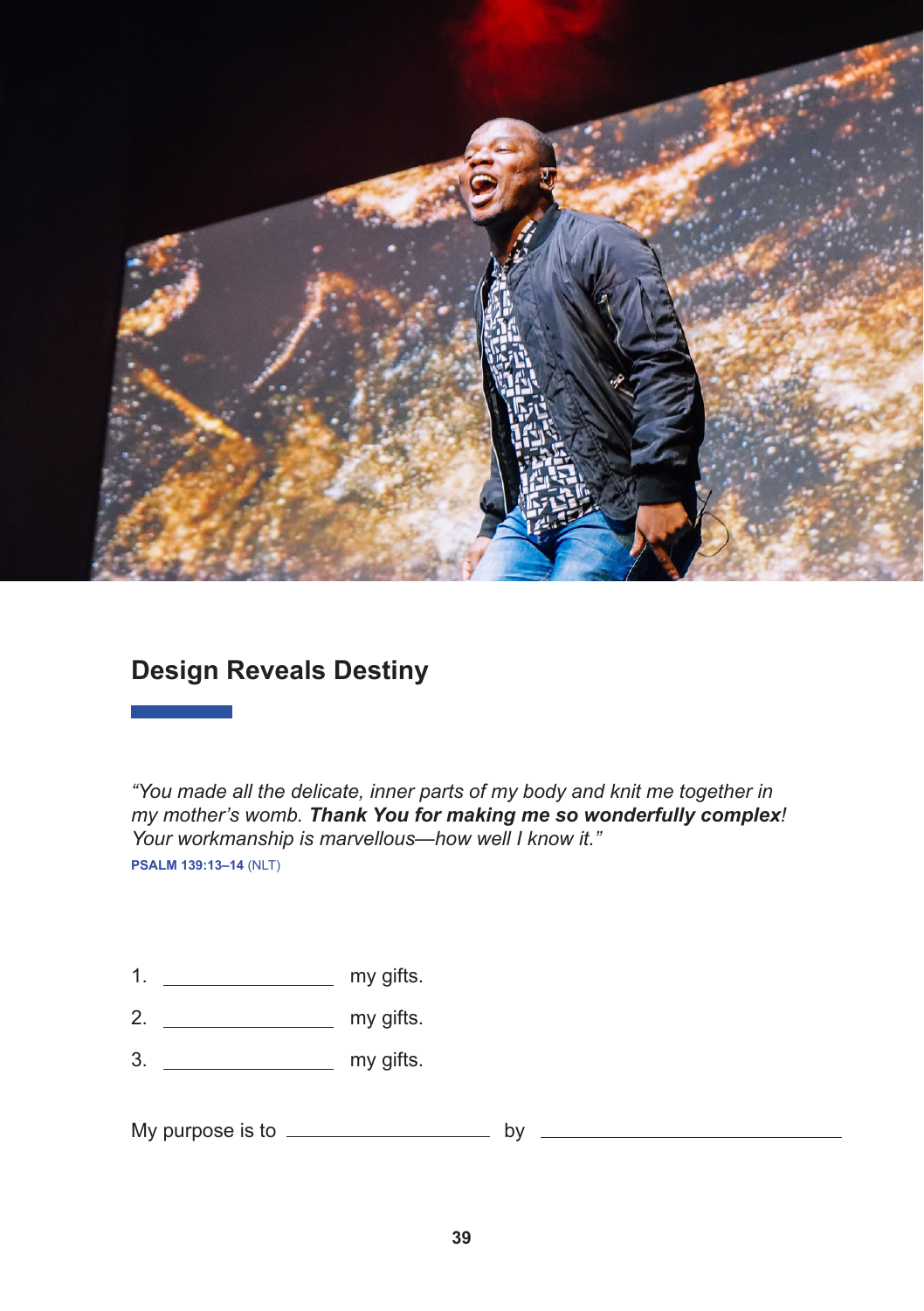## Design Reveals Destiny

*"You made all the delicate, inner parts of my body and knit me together in my mother's womb.* ***Thank You for making me so wonderfully complex****! Your workmanship is marvellous—how well I know it."*

**PSALM 139:13–14** (NLT)

1. ________________ my gifts.
2. ________________ my gifts.
3. ________________ my gifts.

My purpose is to ____________________ by ______________________________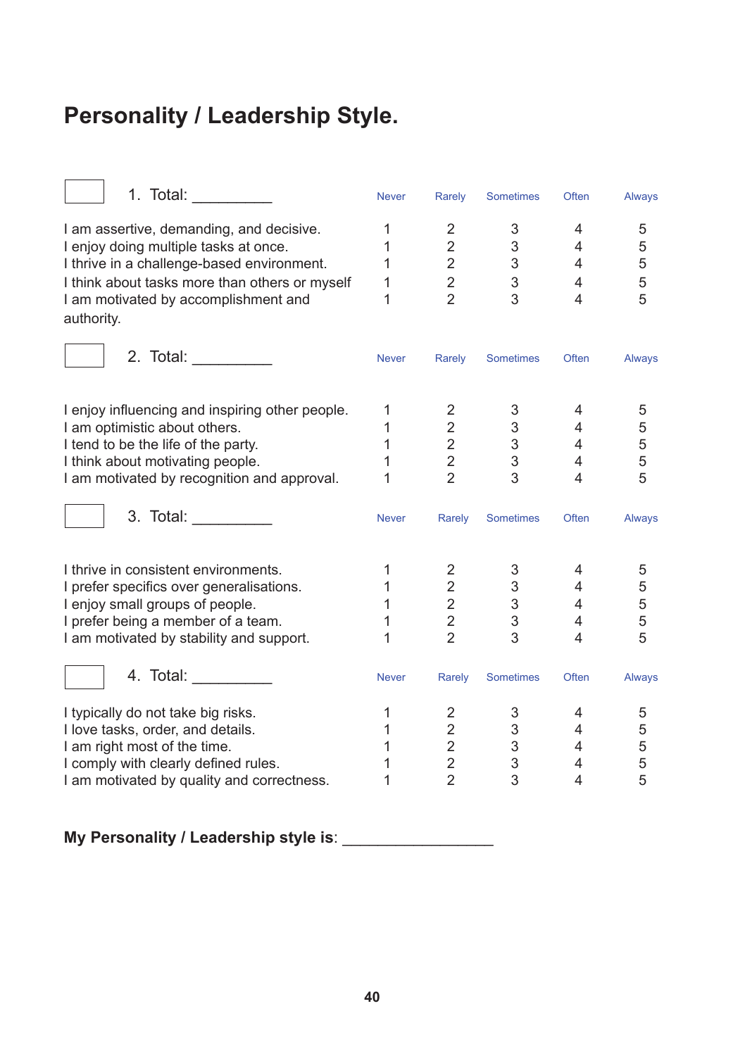# Personality / Leadership Style.

☐ 1. Total: __________

| | Never | Rarely | Sometimes | Often | Always |
|---|---|---|---|---|---|
| I am assertive, demanding, and decisive. | 1 | 2 | 3 | 4 | 5 |
| I enjoy doing multiple tasks at once. | 1 | 2 | 3 | 4 | 5 |
| I thrive in a challenge-based environment. | 1 | 2 | 3 | 4 | 5 |
| I think about tasks more than others or myself | 1 | 2 | 3 | 4 | 5 |
| I am motivated by accomplishment and authority. | 1 | 2 | 3 | 4 | 5 |

☐ 2. Total: __________

| | Never | Rarely | Sometimes | Often | Always |
|---|---|---|---|---|---|
| I enjoy influencing and inspiring other people. | 1 | 2 | 3 | 4 | 5 |
| I am optimistic about others. | 1 | 2 | 3 | 4 | 5 |
| I tend to be the life of the party. | 1 | 2 | 3 | 4 | 5 |
| I think about motivating people. | 1 | 2 | 3 | 4 | 5 |
| I am motivated by recognition and approval. | 1 | 2 | 3 | 4 | 5 |

☐ 3. Total: __________

| | Never | Rarely | Sometimes | Often | Always |
|---|---|---|---|---|---|
| I thrive in consistent environments. | 1 | 2 | 3 | 4 | 5 |
| I prefer specifics over generalisations. | 1 | 2 | 3 | 4 | 5 |
| I enjoy small groups of people. | 1 | 2 | 3 | 4 | 5 |
| I prefer being a member of a team. | 1 | 2 | 3 | 4 | 5 |
| I am motivated by stability and support. | 1 | 2 | 3 | 4 | 5 |

☐ 4. Total: __________

| | Never | Rarely | Sometimes | Often | Always |
|---|---|---|---|---|---|
| I typically do not take big risks. | 1 | 2 | 3 | 4 | 5 |
| I love tasks, order, and details. | 1 | 2 | 3 | 4 | 5 |
| I am right most of the time. | 1 | 2 | 3 | 4 | 5 |
| I comply with clearly defined rules. | 1 | 2 | 3 | 4 | 5 |
| I am motivated by quality and correctness. | 1 | 2 | 3 | 4 | 5 |

**My Personality / Leadership style is**: __________________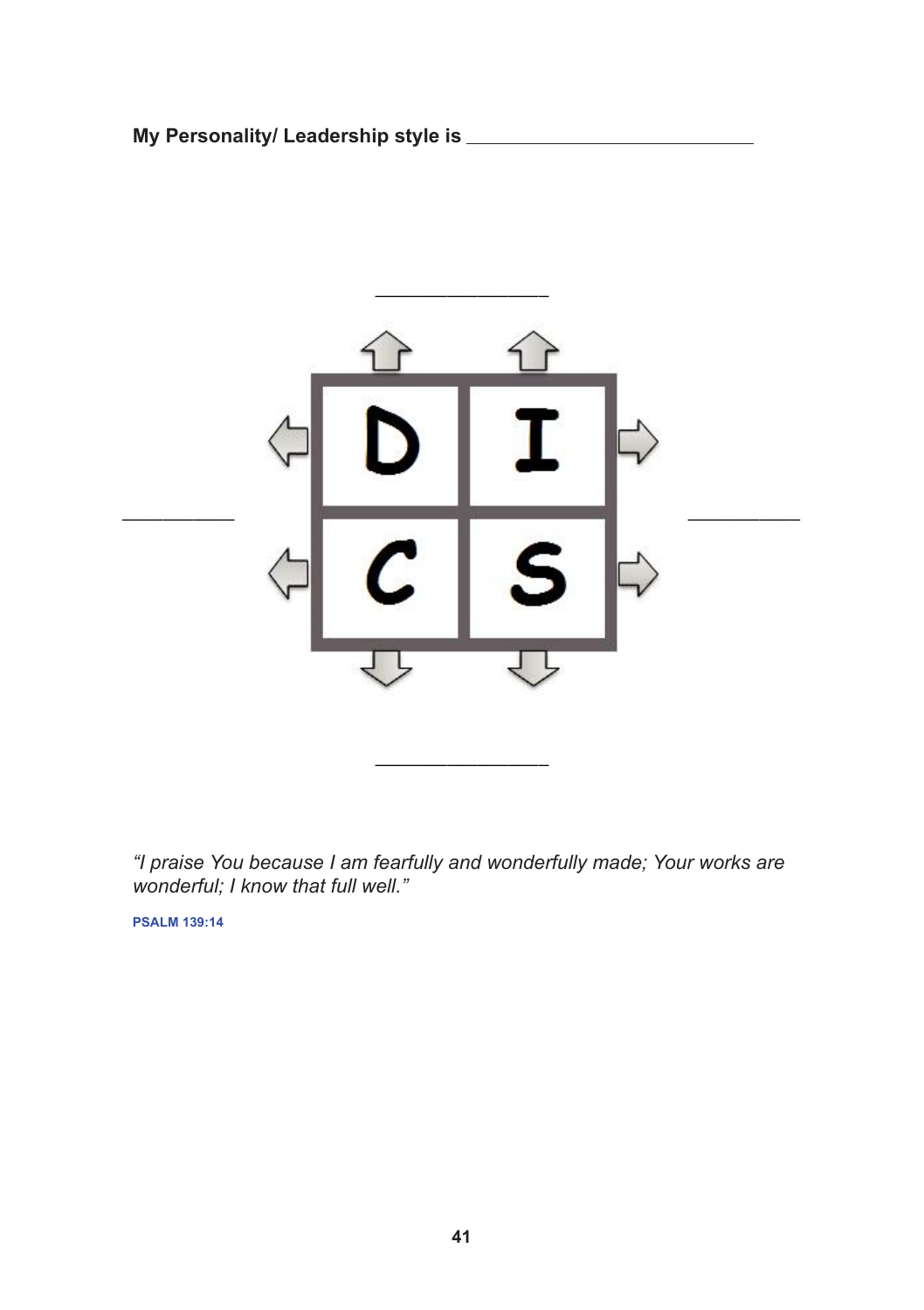**My Personality/ Leadership style is ___________________________**

________________

__________ D I __________

C S

________________

*"I praise You because I am fearfully and wonderfully made; Your works are wonderful; I know that full well."*

**PSALM 139:14**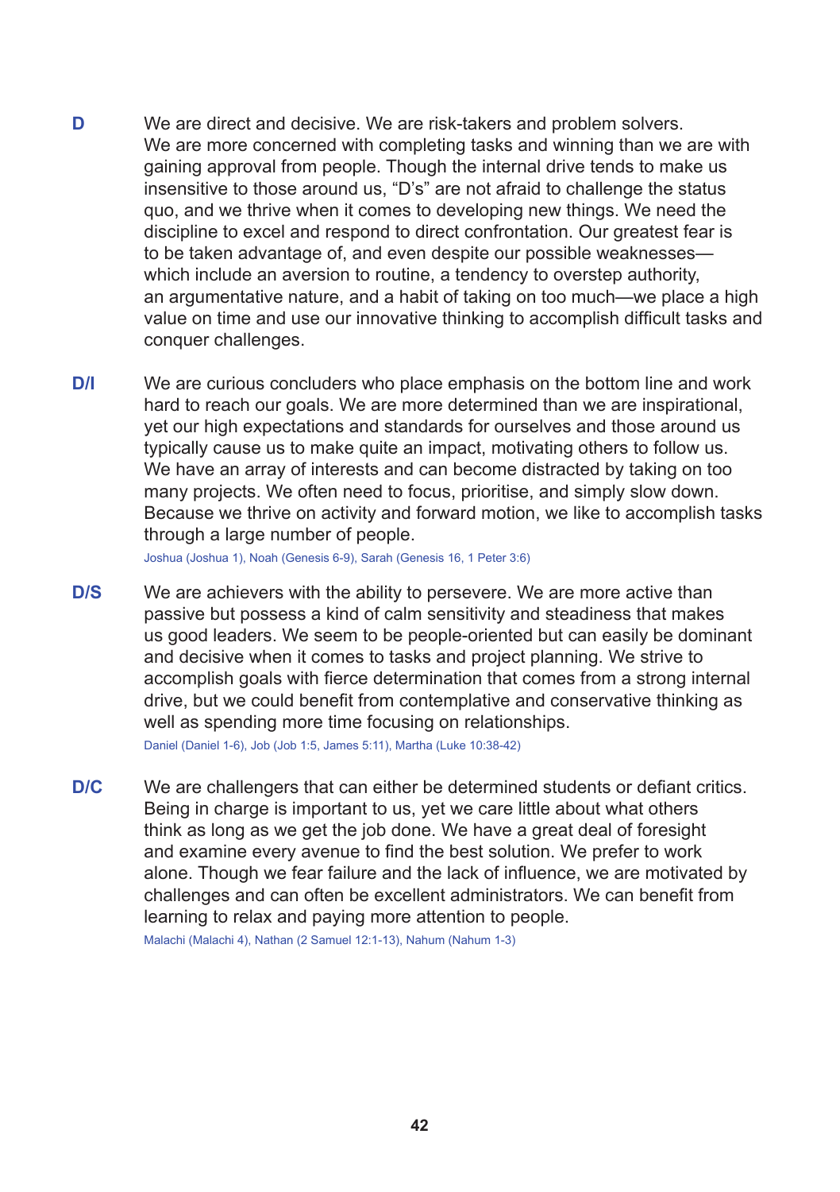**D**

We are direct and decisive. We are risk-takers and problem solvers. We are more concerned with completing tasks and winning than we are with gaining approval from people. Though the internal drive tends to make us insensitive to those around us, "D's" are not afraid to challenge the status quo, and we thrive when it comes to developing new things. We need the discipline to excel and respond to direct confrontation. Our greatest fear is to be taken advantage of, and even despite our possible weaknesses—which include an aversion to routine, a tendency to overstep authority, an argumentative nature, and a habit of taking on too much—we place a high value on time and use our innovative thinking to accomplish difficult tasks and conquer challenges.

**D/I**

We are curious concluders who place emphasis on the bottom line and work hard to reach our goals. We are more determined than we are inspirational, yet our high expectations and standards for ourselves and those around us typically cause us to make quite an impact, motivating others to follow us. We have an array of interests and can become distracted by taking on too many projects. We often need to focus, prioritise, and simply slow down. Because we thrive on activity and forward motion, we like to accomplish tasks through a large number of people.

Joshua (Joshua 1), Noah (Genesis 6-9), Sarah (Genesis 16, 1 Peter 3:6)

**D/S**

We are achievers with the ability to persevere. We are more active than passive but possess a kind of calm sensitivity and steadiness that makes us good leaders. We seem to be people-oriented but can easily be dominant and decisive when it comes to tasks and project planning. We strive to accomplish goals with fierce determination that comes from a strong internal drive, but we could benefit from contemplative and conservative thinking as well as spending more time focusing on relationships.

Daniel (Daniel 1-6), Job (Job 1:5, James 5:11), Martha (Luke 10:38-42)

**D/C**

We are challengers that can either be determined students or defiant critics. Being in charge is important to us, yet we care little about what others think as long as we get the job done. We have a great deal of foresight and examine every avenue to find the best solution. We prefer to work alone. Though we fear failure and the lack of influence, we are motivated by challenges and can often be excellent administrators. We can benefit from learning to relax and paying more attention to people.

Malachi (Malachi 4), Nathan (2 Samuel 12:1-13), Nahum (Nahum 1-3)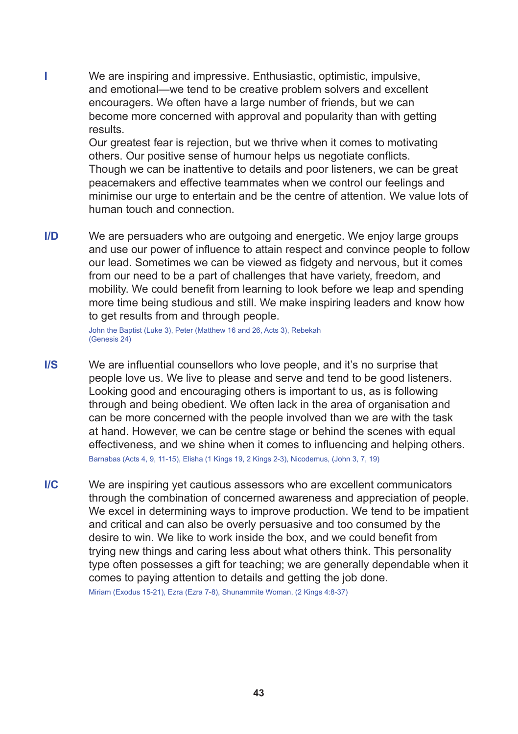**I**

We are inspiring and impressive. Enthusiastic, optimistic, impulsive, and emotional—we tend to be creative problem solvers and excellent encouragers. We often have a large number of friends, but we can become more concerned with approval and popularity than with getting results.
Our greatest fear is rejection, but we thrive when it comes to motivating others. Our positive sense of humour helps us negotiate conflicts.
Though we can be inattentive to details and poor listeners, we can be great peacemakers and effective teammates when we control our feelings and minimise our urge to entertain and be the centre of attention. We value lots of human touch and connection.

**I/D**

We are persuaders who are outgoing and energetic. We enjoy large groups and use our power of influence to attain respect and convince people to follow our lead. Sometimes we can be viewed as fidgety and nervous, but it comes from our need to be a part of challenges that have variety, freedom, and mobility. We could benefit from learning to look before we leap and spending more time being studious and still. We make inspiring leaders and know how to get results from and through people.

John the Baptist (Luke 3), Peter (Matthew 16 and 26, Acts 3), Rebekah (Genesis 24)

**I/S**

We are influential counsellors who love people, and it's no surprise that people love us. We live to please and serve and tend to be good listeners. Looking good and encouraging others is important to us, as is following through and being obedient. We often lack in the area of organisation and can be more concerned with the people involved than we are with the task at hand. However, we can be centre stage or behind the scenes with equal effectiveness, and we shine when it comes to influencing and helping others.

Barnabas (Acts 4, 9, 11-15), Elisha (1 Kings 19, 2 Kings 2-3), Nicodemus, (John 3, 7, 19)

**I/C**

We are inspiring yet cautious assessors who are excellent communicators through the combination of concerned awareness and appreciation of people. We excel in determining ways to improve production. We tend to be impatient and critical and can also be overly persuasive and too consumed by the desire to win. We like to work inside the box, and we could benefit from trying new things and caring less about what others think. This personality type often possesses a gift for teaching; we are generally dependable when it comes to paying attention to details and getting the job done.

Miriam (Exodus 15-21), Ezra (Ezra 7-8), Shunammite Woman, (2 Kings 4:8-37)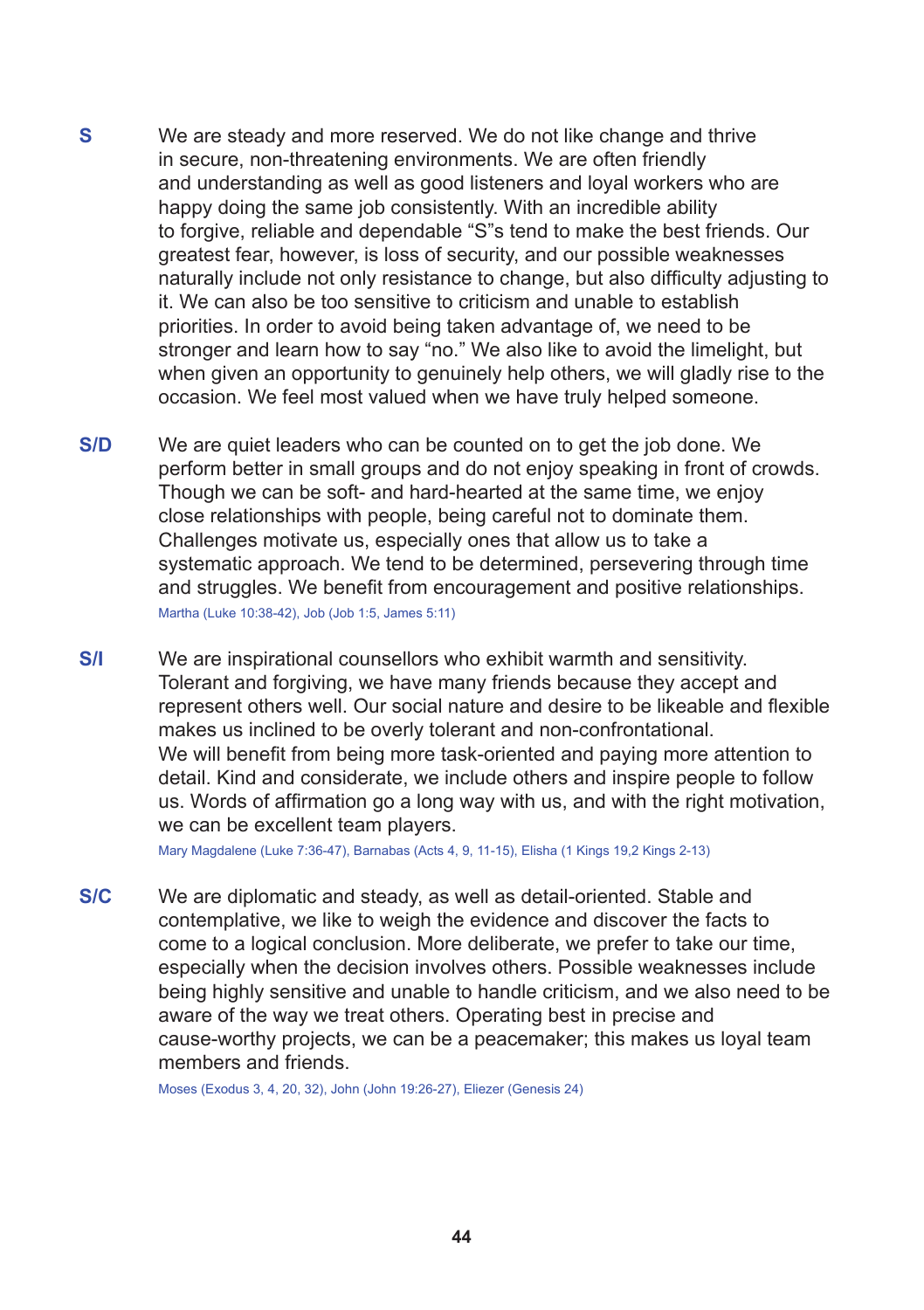**S**

We are steady and more reserved. We do not like change and thrive in secure, non-threatening environments. We are often friendly and understanding as well as good listeners and loyal workers who are happy doing the same job consistently. With an incredible ability to forgive, reliable and dependable "S"s tend to make the best friends. Our greatest fear, however, is loss of security, and our possible weaknesses naturally include not only resistance to change, but also difficulty adjusting to it. We can also be too sensitive to criticism and unable to establish priorities. In order to avoid being taken advantage of, we need to be stronger and learn how to say "no." We also like to avoid the limelight, but when given an opportunity to genuinely help others, we will gladly rise to the occasion. We feel most valued when we have truly helped someone.

**S/D**

We are quiet leaders who can be counted on to get the job done. We perform better in small groups and do not enjoy speaking in front of crowds. Though we can be soft- and hard-hearted at the same time, we enjoy close relationships with people, being careful not to dominate them. Challenges motivate us, especially ones that allow us to take a systematic approach. We tend to be determined, persevering through time and struggles. We benefit from encouragement and positive relationships.

Martha (Luke 10:38-42), Job (Job 1:5, James 5:11)

**S/I**

We are inspirational counsellors who exhibit warmth and sensitivity. Tolerant and forgiving, we have many friends because they accept and represent others well. Our social nature and desire to be likeable and flexible makes us inclined to be overly tolerant and non-confrontational. We will benefit from being more task-oriented and paying more attention to detail. Kind and considerate, we include others and inspire people to follow us. Words of affirmation go a long way with us, and with the right motivation, we can be excellent team players.

Mary Magdalene (Luke 7:36-47), Barnabas (Acts 4, 9, 11-15), Elisha (1 Kings 19,2 Kings 2-13)

**S/C**

We are diplomatic and steady, as well as detail-oriented. Stable and contemplative, we like to weigh the evidence and discover the facts to come to a logical conclusion. More deliberate, we prefer to take our time, especially when the decision involves others. Possible weaknesses include being highly sensitive and unable to handle criticism, and we also need to be aware of the way we treat others. Operating best in precise and cause-worthy projects, we can be a peacemaker; this makes us loyal team members and friends.

Moses (Exodus 3, 4, 20, 32), John (John 19:26-27), Eliezer (Genesis 24)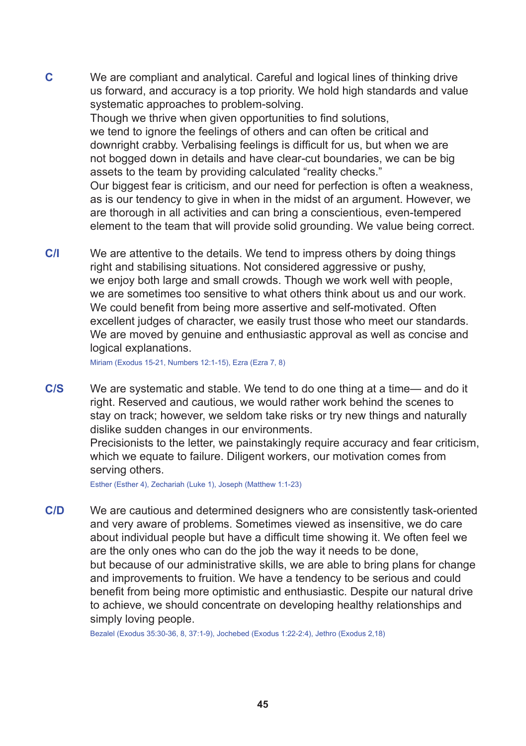**C**

We are compliant and analytical. Careful and logical lines of thinking drive us forward, and accuracy is a top priority. We hold high standards and value systematic approaches to problem-solving.
Though we thrive when given opportunities to find solutions, we tend to ignore the feelings of others and can often be critical and downright crabby. Verbalising feelings is difficult for us, but when we are not bogged down in details and have clear-cut boundaries, we can be big assets to the team by providing calculated "reality checks."
Our biggest fear is criticism, and our need for perfection is often a weakness, as is our tendency to give in when in the midst of an argument. However, we are thorough in all activities and can bring a conscientious, even-tempered element to the team that will provide solid grounding. We value being correct.

**C/I**

We are attentive to the details. We tend to impress others by doing things right and stabilising situations. Not considered aggressive or pushy, we enjoy both large and small crowds. Though we work well with people, we are sometimes too sensitive to what others think about us and our work. We could benefit from being more assertive and self-motivated. Often excellent judges of character, we easily trust those who meet our standards. We are moved by genuine and enthusiastic approval as well as concise and logical explanations.

Miriam (Exodus 15-21, Numbers 12:1-15), Ezra (Ezra 7, 8)

**C/S**

We are systematic and stable. We tend to do one thing at a time— and do it right. Reserved and cautious, we would rather work behind the scenes to stay on track; however, we seldom take risks or try new things and naturally dislike sudden changes in our environments.
Precisionists to the letter, we painstakingly require accuracy and fear criticism, which we equate to failure. Diligent workers, our motivation comes from serving others.

Esther (Esther 4), Zechariah (Luke 1), Joseph (Matthew 1:1-23)

**C/D**

We are cautious and determined designers who are consistently task-oriented and very aware of problems. Sometimes viewed as insensitive, we do care about individual people but have a difficult time showing it. We often feel we are the only ones who can do the job the way it needs to be done, but because of our administrative skills, we are able to bring plans for change and improvements to fruition. We have a tendency to be serious and could benefit from being more optimistic and enthusiastic. Despite our natural drive to achieve, we should concentrate on developing healthy relationships and simply loving people.

Bezalel (Exodus 35:30-36, 8, 37:1-9), Jochebed (Exodus 1:22-2:4), Jethro (Exodus 2,18)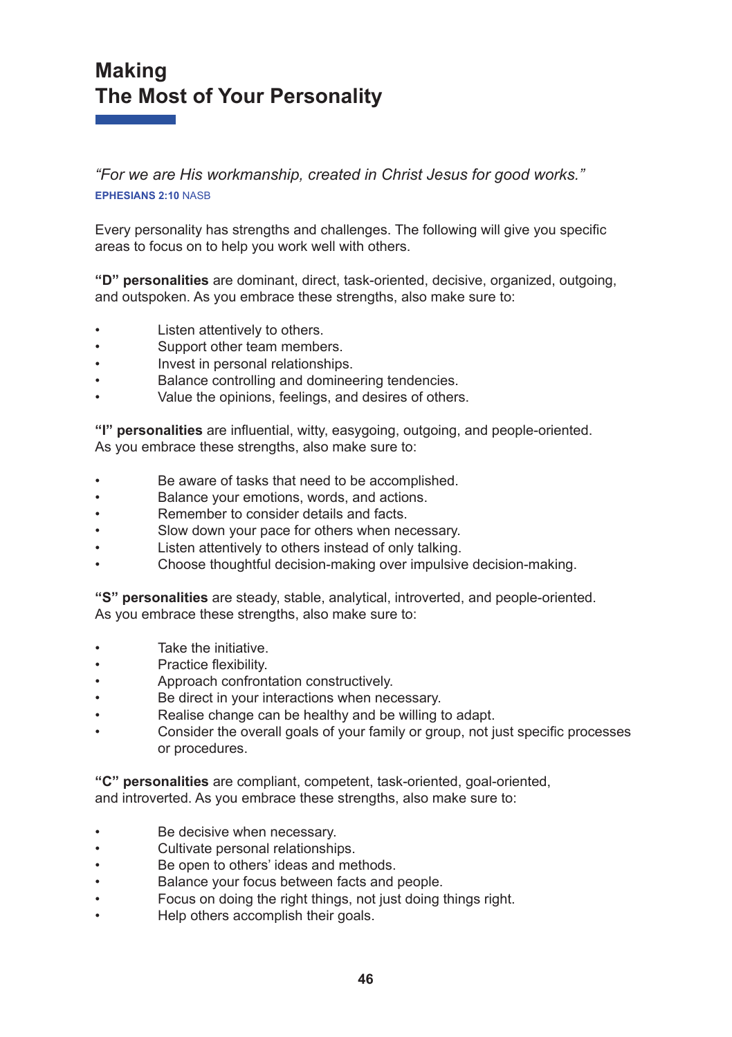# Making The Most of Your Personality

*"For we are His workmanship, created in Christ Jesus for good works."*
**EPHESIANS 2:10** NASB

Every personality has strengths and challenges. The following will give you specific areas to focus on to help you work well with others.

**"D" personalities** are dominant, direct, task-oriented, decisive, organized, outgoing, and outspoken. As you embrace these strengths, also make sure to:

- Listen attentively to others.
- Support other team members.
- Invest in personal relationships.
- Balance controlling and domineering tendencies.
- Value the opinions, feelings, and desires of others.

**"I" personalities** are influential, witty, easygoing, outgoing, and people-oriented. As you embrace these strengths, also make sure to:

- Be aware of tasks that need to be accomplished.
- Balance your emotions, words, and actions.
- Remember to consider details and facts.
- Slow down your pace for others when necessary.
- Listen attentively to others instead of only talking.
- Choose thoughtful decision-making over impulsive decision-making.

**"S" personalities** are steady, stable, analytical, introverted, and people-oriented. As you embrace these strengths, also make sure to:

- Take the initiative.
- Practice flexibility.
- Approach confrontation constructively.
- Be direct in your interactions when necessary.
- Realise change can be healthy and be willing to adapt.
- Consider the overall goals of your family or group, not just specific processes or procedures.

**"C" personalities** are compliant, competent, task-oriented, goal-oriented, and introverted. As you embrace these strengths, also make sure to:

- Be decisive when necessary.
- Cultivate personal relationships.
- Be open to others' ideas and methods.
- Balance your focus between facts and people.
- Focus on doing the right things, not just doing things right.
- Help others accomplish their goals.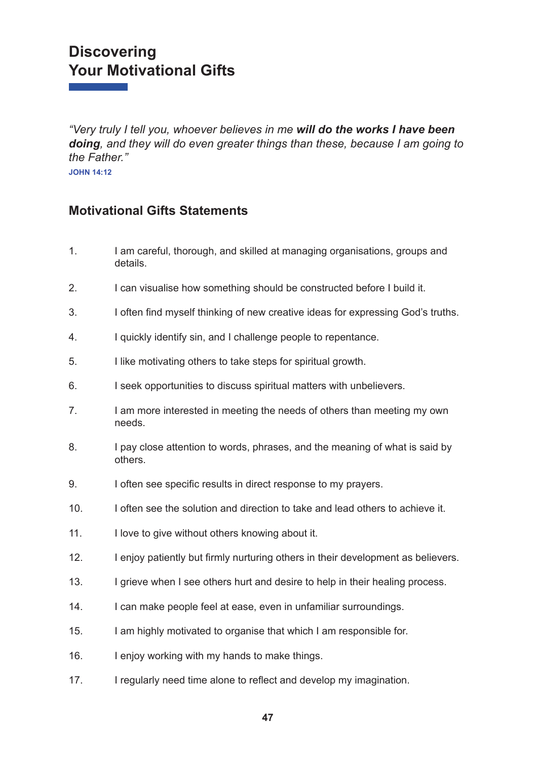# Discovering Your Motivational Gifts

*"Very truly I tell you, whoever believes in me **will do the works I have been doing**, and they will do even greater things than these, because I am going to the Father."*

**JOHN 14:12**

## Motivational Gifts Statements

1. I am careful, thorough, and skilled at managing organisations, groups and details.
2. I can visualise how something should be constructed before I build it.
3. I often find myself thinking of new creative ideas for expressing God's truths.
4. I quickly identify sin, and I challenge people to repentance.
5. I like motivating others to take steps for spiritual growth.
6. I seek opportunities to discuss spiritual matters with unbelievers.
7. I am more interested in meeting the needs of others than meeting my own needs.
8. I pay close attention to words, phrases, and the meaning of what is said by others.
9. I often see specific results in direct response to my prayers.
10. I often see the solution and direction to take and lead others to achieve it.
11. I love to give without others knowing about it.
12. I enjoy patiently but firmly nurturing others in their development as believers.
13. I grieve when I see others hurt and desire to help in their healing process.
14. I can make people feel at ease, even in unfamiliar surroundings.
15. I am highly motivated to organise that which I am responsible for.
16. I enjoy working with my hands to make things.
17. I regularly need time alone to reflect and develop my imagination.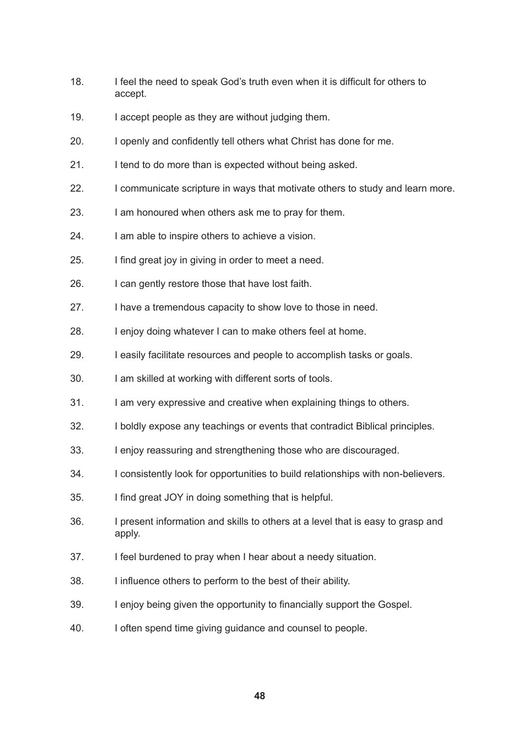18. I feel the need to speak God's truth even when it is difficult for others to accept.
19. I accept people as they are without judging them.
20. I openly and confidently tell others what Christ has done for me.
21. I tend to do more than is expected without being asked.
22. I communicate scripture in ways that motivate others to study and learn more.
23. I am honoured when others ask me to pray for them.
24. I am able to inspire others to achieve a vision.
25. I find great joy in giving in order to meet a need.
26. I can gently restore those that have lost faith.
27. I have a tremendous capacity to show love to those in need.
28. I enjoy doing whatever I can to make others feel at home.
29. I easily facilitate resources and people to accomplish tasks or goals.
30. I am skilled at working with different sorts of tools.
31. I am very expressive and creative when explaining things to others.
32. I boldly expose any teachings or events that contradict Biblical principles.
33. I enjoy reassuring and strengthening those who are discouraged.
34. I consistently look for opportunities to build relationships with non-believers.
35. I find great JOY in doing something that is helpful.
36. I present information and skills to others at a level that is easy to grasp and apply.
37. I feel burdened to pray when I hear about a needy situation.
38. I influence others to perform to the best of their ability.
39. I enjoy being given the opportunity to financially support the Gospel.
40. I often spend time giving guidance and counsel to people.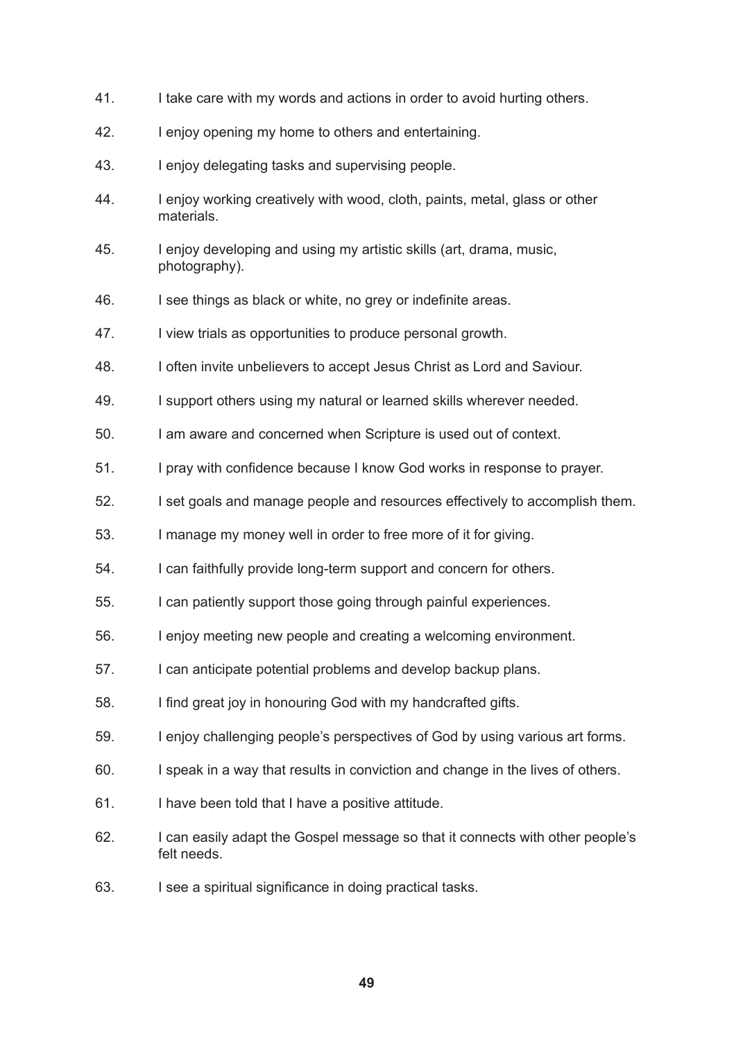41. I take care with my words and actions in order to avoid hurting others.
42. I enjoy opening my home to others and entertaining.
43. I enjoy delegating tasks and supervising people.
44. I enjoy working creatively with wood, cloth, paints, metal, glass or other materials.
45. I enjoy developing and using my artistic skills (art, drama, music, photography).
46. I see things as black or white, no grey or indefinite areas.
47. I view trials as opportunities to produce personal growth.
48. I often invite unbelievers to accept Jesus Christ as Lord and Saviour.
49. I support others using my natural or learned skills wherever needed.
50. I am aware and concerned when Scripture is used out of context.
51. I pray with confidence because I know God works in response to prayer.
52. I set goals and manage people and resources effectively to accomplish them.
53. I manage my money well in order to free more of it for giving.
54. I can faithfully provide long-term support and concern for others.
55. I can patiently support those going through painful experiences.
56. I enjoy meeting new people and creating a welcoming environment.
57. I can anticipate potential problems and develop backup plans.
58. I find great joy in honouring God with my handcrafted gifts.
59. I enjoy challenging people's perspectives of God by using various art forms.
60. I speak in a way that results in conviction and change in the lives of others.
61. I have been told that I have a positive attitude.
62. I can easily adapt the Gospel message so that it connects with other people's felt needs.
63. I see a spiritual significance in doing practical tasks.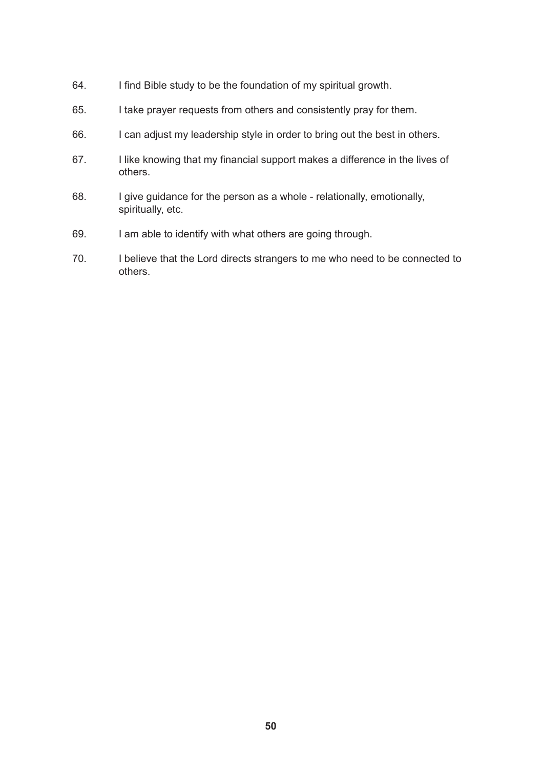64. I find Bible study to be the foundation of my spiritual growth.

65. I take prayer requests from others and consistently pray for them.

66. I can adjust my leadership style in order to bring out the best in others.

67. I like knowing that my financial support makes a difference in the lives of others.

68. I give guidance for the person as a whole - relationally, emotionally, spiritually, etc.

69. I am able to identify with what others are going through.

70. I believe that the Lord directs strangers to me who need to be connected to others.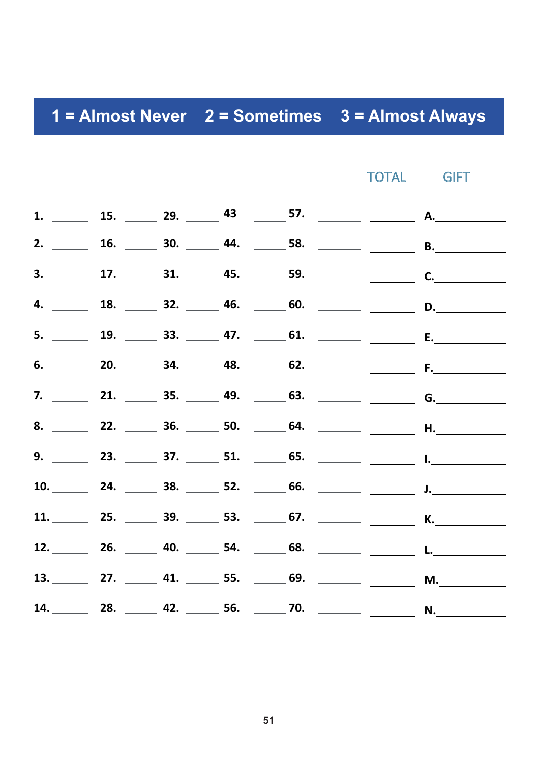**1 = Almost Never  2 = Sometimes  3 = Almost Always**

| | | | | | TOTAL | GIFT |
|---|---|---|---|---|---|---|
| 1. ______ | 15. ______ | 29. ______ | 43 ______ | 57. ______ | ______ | A.__________ |
| 2. ______ | 16. ______ | 30. ______ | 44. ______ | 58. ______ | ______ | B.__________ |
| 3. ______ | 17. ______ | 31. ______ | 45. ______ | 59. ______ | ______ | C.__________ |
| 4. ______ | 18. ______ | 32. ______ | 46. ______ | 60. ______ | ______ | D.__________ |
| 5. ______ | 19. ______ | 33. ______ | 47. ______ | 61. ______ | ______ | E.__________ |
| 6. ______ | 20. ______ | 34. ______ | 48. ______ | 62. ______ | ______ | F.__________ |
| 7. ______ | 21. ______ | 35. ______ | 49. ______ | 63. ______ | ______ | G.__________ |
| 8. ______ | 22. ______ | 36. ______ | 50. ______ | 64. ______ | ______ | H.__________ |
| 9. ______ | 23. ______ | 37. ______ | 51. ______ | 65. ______ | ______ | I.__________ |
| 10. ______ | 24. ______ | 38. ______ | 52. ______ | 66. ______ | ______ | J.__________ |
| 11. ______ | 25. ______ | 39. ______ | 53. ______ | 67. ______ | ______ | K.__________ |
| 12. ______ | 26. ______ | 40. ______ | 54. ______ | 68. ______ | ______ | L.__________ |
| 13. ______ | 27. ______ | 41. ______ | 55. ______ | 69. ______ | ______ | M.__________ |
| 14. ______ | 28. ______ | 42. ______ | 56. ______ | 70. ______ | ______ | N.__________ |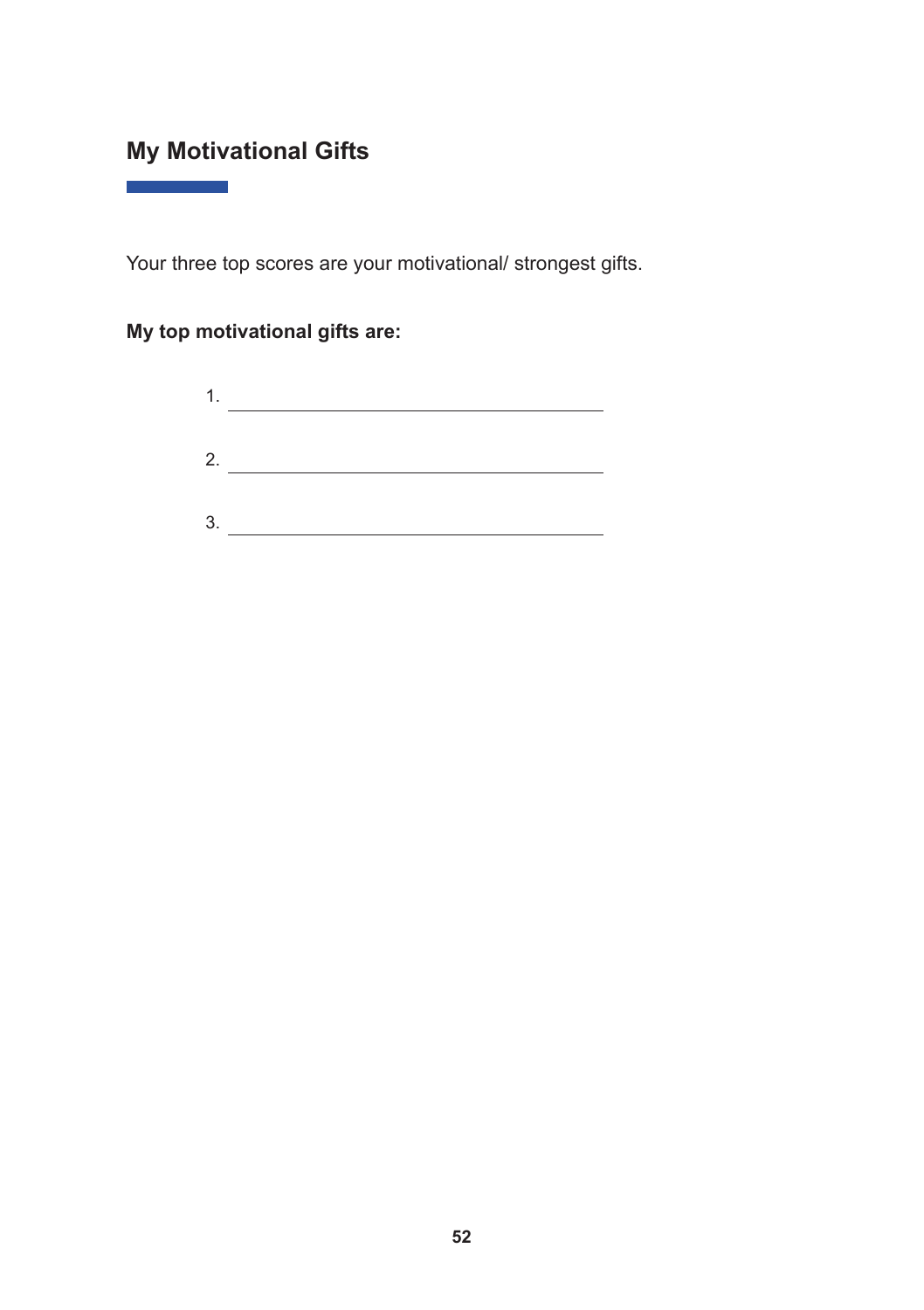## My Motivational Gifts

Your three top scores are your motivational/ strongest gifts.

**My top motivational gifts are:**

1. ______________________________

2. ______________________________

3. ______________________________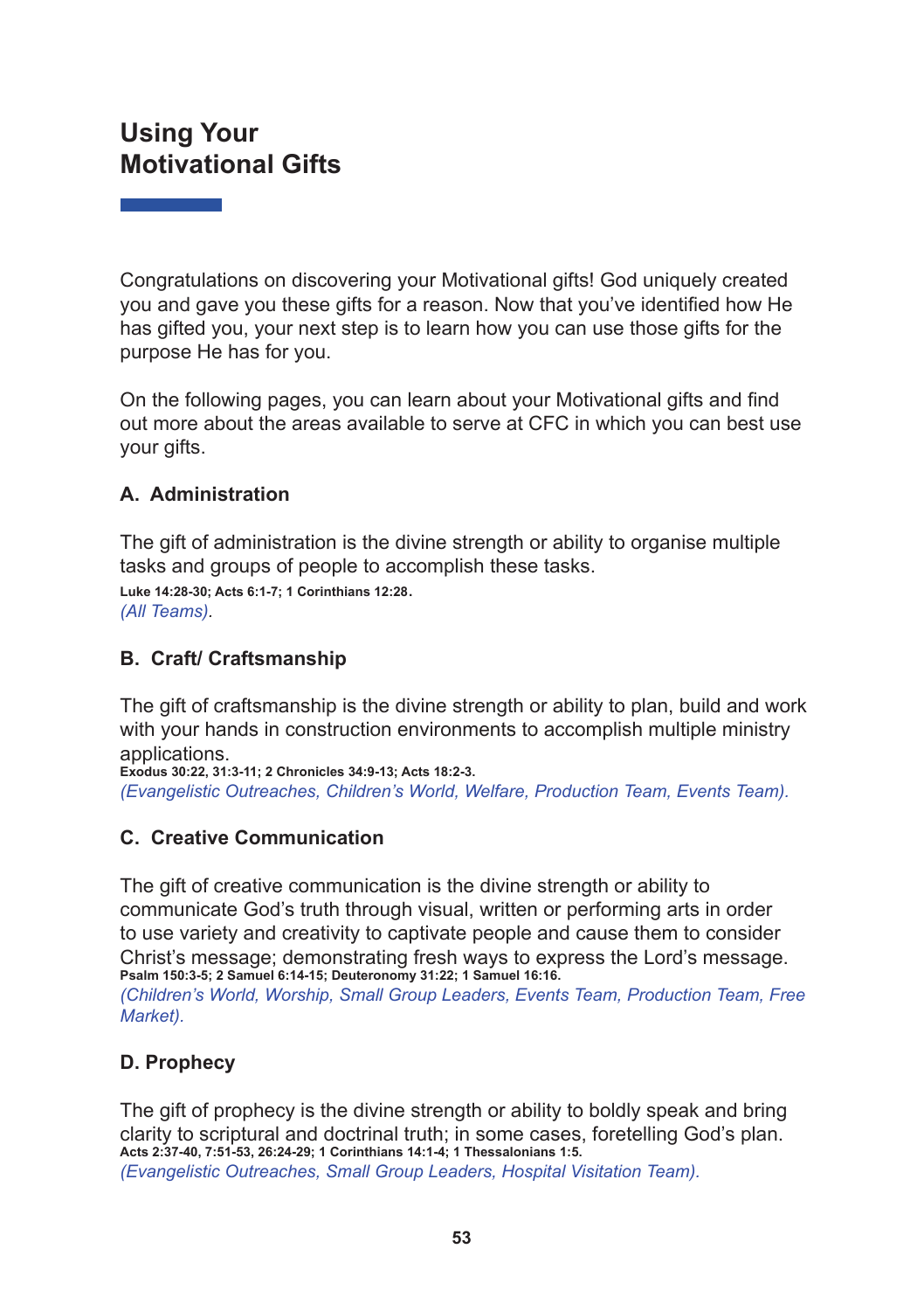# Using Your Motivational Gifts

Congratulations on discovering your Motivational gifts! God uniquely created you and gave you these gifts for a reason. Now that you've identified how He has gifted you, your next step is to learn how you can use those gifts for the purpose He has for you.

On the following pages, you can learn about your Motivational gifts and find out more about the areas available to serve at CFC in which you can best use your gifts.

### A. Administration

The gift of administration is the divine strength or ability to organise multiple tasks and groups of people to accomplish these tasks.
**Luke 14:28-30; Acts 6:1-7; 1 Corinthians 12:28.**
*(All Teams).*

### B. Craft/ Craftsmanship

The gift of craftsmanship is the divine strength or ability to plan, build and work with your hands in construction environments to accomplish multiple ministry applications.
**Exodus 30:22, 31:3-11; 2 Chronicles 34:9-13; Acts 18:2-3.**
*(Evangelistic Outreaches, Children's World, Welfare, Production Team, Events Team).*

### C. Creative Communication

The gift of creative communication is the divine strength or ability to communicate God's truth through visual, written or performing arts in order to use variety and creativity to captivate people and cause them to consider Christ's message; demonstrating fresh ways to express the Lord's message.
**Psalm 150:3-5; 2 Samuel 6:14-15; Deuteronomy 31:22; 1 Samuel 16:16.**
*(Children's World, Worship, Small Group Leaders, Events Team, Production Team, Free Market).*

### D. Prophecy

The gift of prophecy is the divine strength or ability to boldly speak and bring clarity to scriptural and doctrinal truth; in some cases, foretelling God's plan.
**Acts 2:37-40, 7:51-53, 26:24-29; 1 Corinthians 14:1-4; 1 Thessalonians 1:5.**
*(Evangelistic Outreaches, Small Group Leaders, Hospital Visitation Team).*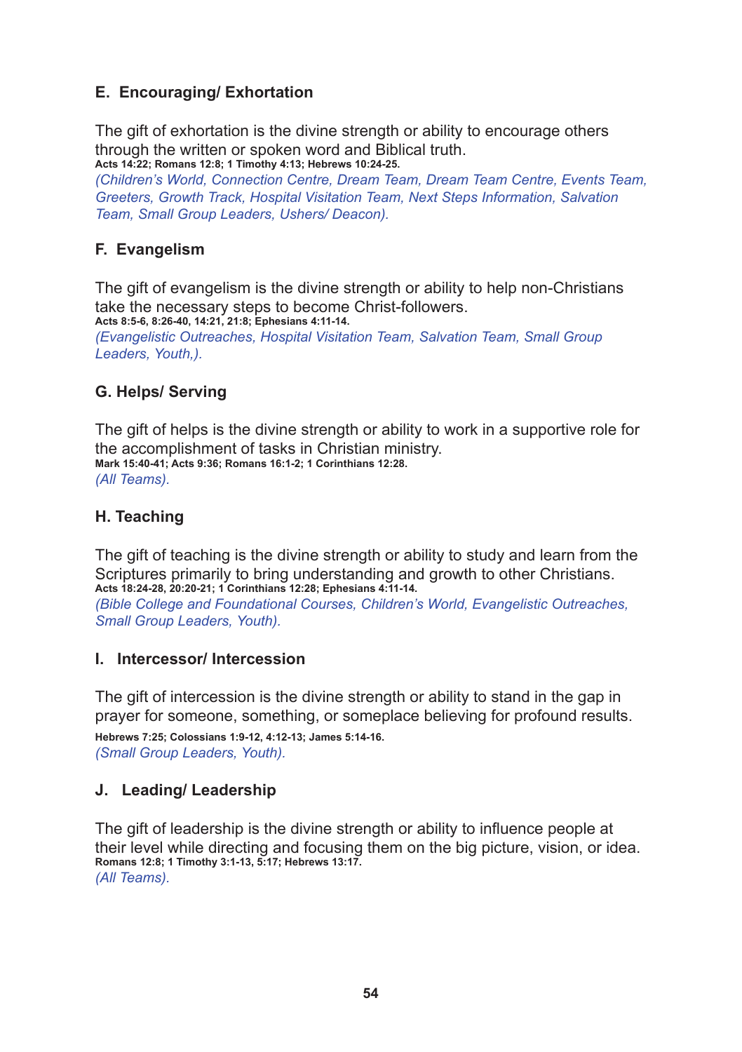### E. Encouraging/ Exhortation

The gift of exhortation is the divine strength or ability to encourage others through the written or spoken word and Biblical truth.
**Acts 14:22; Romans 12:8; 1 Timothy 4:13; Hebrews 10:24-25.**
*(Children's World, Connection Centre, Dream Team, Dream Team Centre, Events Team, Greeters, Growth Track, Hospital Visitation Team, Next Steps Information, Salvation Team, Small Group Leaders, Ushers/ Deacon).*

### F. Evangelism

The gift of evangelism is the divine strength or ability to help non-Christians take the necessary steps to become Christ-followers.
**Acts 8:5-6, 8:26-40, 14:21, 21:8; Ephesians 4:11-14.**
*(Evangelistic Outreaches, Hospital Visitation Team, Salvation Team, Small Group Leaders, Youth,).*

### G. Helps/ Serving

The gift of helps is the divine strength or ability to work in a supportive role for the accomplishment of tasks in Christian ministry.
**Mark 15:40-41; Acts 9:36; Romans 16:1-2; 1 Corinthians 12:28.**
*(All Teams).*

### H. Teaching

The gift of teaching is the divine strength or ability to study and learn from the Scriptures primarily to bring understanding and growth to other Christians.
**Acts 18:24-28, 20:20-21; 1 Corinthians 12:28; Ephesians 4:11-14.**
*(Bible College and Foundational Courses, Children's World, Evangelistic Outreaches, Small Group Leaders, Youth).*

### I. Intercessor/ Intercession

The gift of intercession is the divine strength or ability to stand in the gap in prayer for someone, something, or someplace believing for profound results.
**Hebrews 7:25; Colossians 1:9-12, 4:12-13; James 5:14-16.**
*(Small Group Leaders, Youth).*

### J. Leading/ Leadership

The gift of leadership is the divine strength or ability to influence people at their level while directing and focusing them on the big picture, vision, or idea.
**Romans 12:8; 1 Timothy 3:1-13, 5:17; Hebrews 13:17.**
*(All Teams).*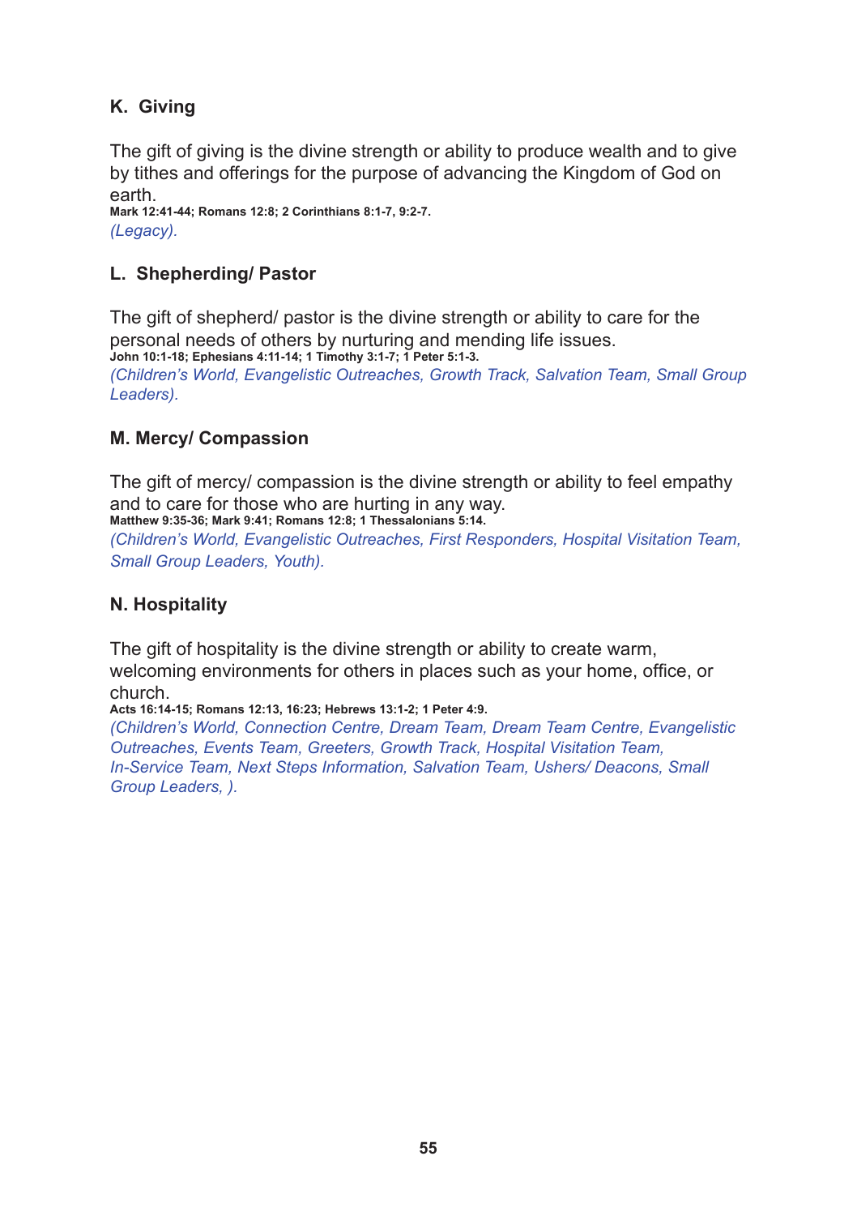### K. Giving

The gift of giving is the divine strength or ability to produce wealth and to give by tithes and offerings for the purpose of advancing the Kingdom of God on earth.
**Mark 12:41-44; Romans 12:8; 2 Corinthians 8:1-7, 9:2-7.**
*(Legacy).*

### L. Shepherding/ Pastor

The gift of shepherd/ pastor is the divine strength or ability to care for the personal needs of others by nurturing and mending life issues.
**John 10:1-18; Ephesians 4:11-14; 1 Timothy 3:1-7; 1 Peter 5:1-3.**
*(Children's World, Evangelistic Outreaches, Growth Track, Salvation Team, Small Group Leaders).*

### M. Mercy/ Compassion

The gift of mercy/ compassion is the divine strength or ability to feel empathy and to care for those who are hurting in any way.
**Matthew 9:35-36; Mark 9:41; Romans 12:8; 1 Thessalonians 5:14.**
*(Children's World, Evangelistic Outreaches, First Responders, Hospital Visitation Team, Small Group Leaders, Youth).*

### N. Hospitality

The gift of hospitality is the divine strength or ability to create warm, welcoming environments for others in places such as your home, office, or church.
**Acts 16:14-15; Romans 12:13, 16:23; Hebrews 13:1-2; 1 Peter 4:9.**
*(Children's World, Connection Centre, Dream Team, Dream Team Centre, Evangelistic Outreaches, Events Team, Greeters, Growth Track, Hospital Visitation Team, In-Service Team, Next Steps Information, Salvation Team, Ushers/ Deacons, Small Group Leaders, ).*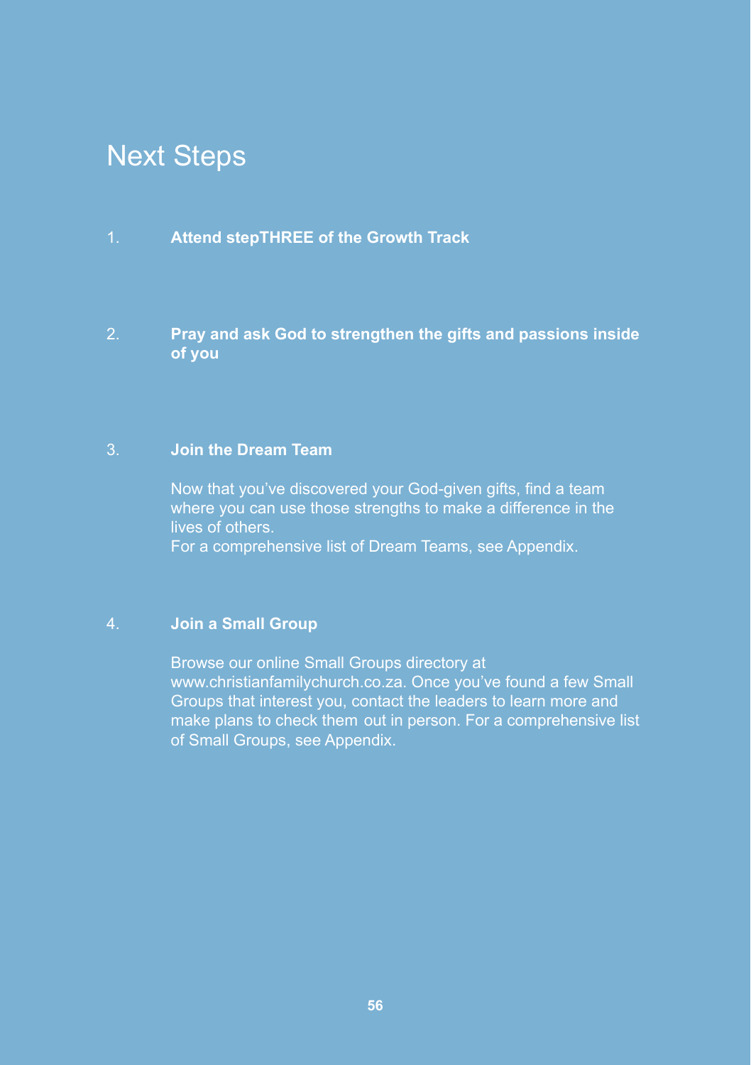# Next Steps

1. **Attend stepTHREE of the Growth Track**

2. **Pray and ask God to strengthen the gifts and passions inside of you**

3. **Join the Dream Team**

   Now that you've discovered your God-given gifts, find a team where you can use those strengths to make a difference in the lives of others.
   For a comprehensive list of Dream Teams, see Appendix.

4. **Join a Small Group**

   Browse our online Small Groups directory at www.christianfamilychurch.co.za. Once you've found a few Small Groups that interest you, contact the leaders to learn more and make plans to check them out in person. For a comprehensive list of Small Groups, see Appendix.